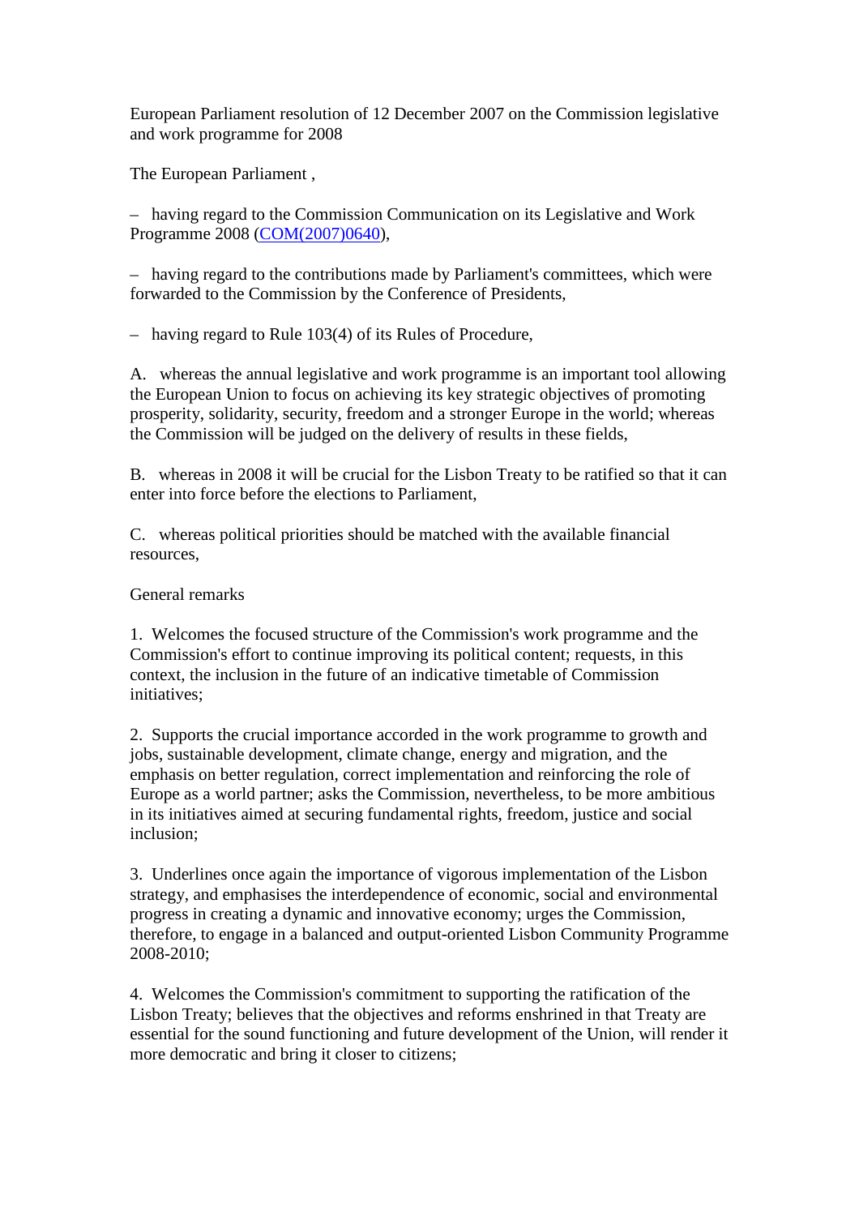European Parliament resolution of 12 December 2007 on the Commission legislative and work programme for 2008

The European Parliament ,

– having regard to the Commission Communication on its Legislative and Work Programme 2008 (COM(2007)0640),

– having regard to the contributions made by Parliament's committees, which were forwarded to the Commission by the Conference of Presidents,

– having regard to Rule 103(4) of its Rules of Procedure,

A. whereas the annual legislative and work programme is an important tool allowing the European Union to focus on achieving its key strategic objectives of promoting prosperity, solidarity, security, freedom and a stronger Europe in the world; whereas the Commission will be judged on the delivery of results in these fields,

B. whereas in 2008 it will be crucial for the Lisbon Treaty to be ratified so that it can enter into force before the elections to Parliament,

C. whereas political priorities should be matched with the available financial resources,

General remarks

1. Welcomes the focused structure of the Commission's work programme and the Commission's effort to continue improving its political content; requests, in this context, the inclusion in the future of an indicative timetable of Commission initiatives;

2. Supports the crucial importance accorded in the work programme to growth and jobs, sustainable development, climate change, energy and migration, and the emphasis on better regulation, correct implementation and reinforcing the role of Europe as a world partner; asks the Commission, nevertheless, to be more ambitious in its initiatives aimed at securing fundamental rights, freedom, justice and social inclusion;

3. Underlines once again the importance of vigorous implementation of the Lisbon strategy, and emphasises the interdependence of economic, social and environmental progress in creating a dynamic and innovative economy; urges the Commission, therefore, to engage in a balanced and output-oriented Lisbon Community Programme 2008-2010;

4. Welcomes the Commission's commitment to supporting the ratification of the Lisbon Treaty; believes that the objectives and reforms enshrined in that Treaty are essential for the sound functioning and future development of the Union, will render it more democratic and bring it closer to citizens;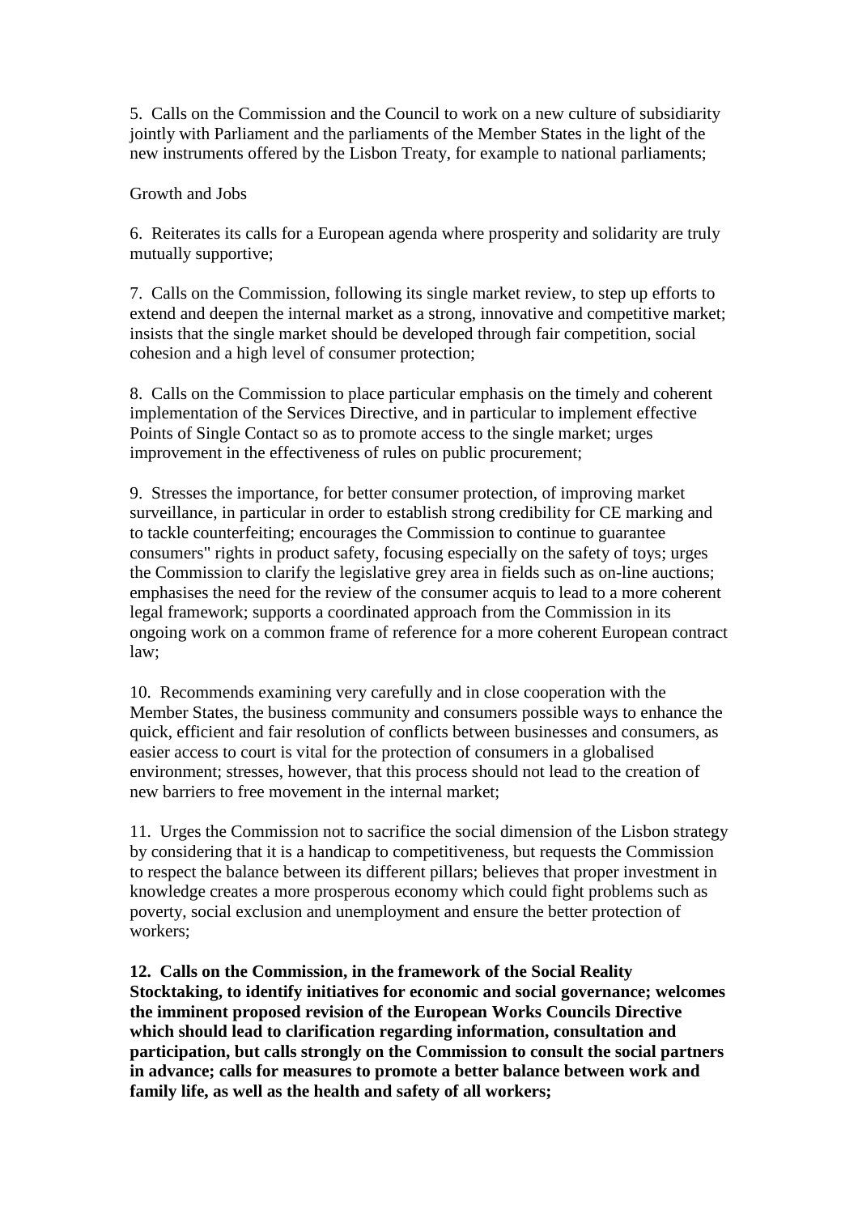5. Calls on the Commission and the Council to work on a new culture of subsidiarity jointly with Parliament and the parliaments of the Member States in the light of the new instruments offered by the Lisbon Treaty, for example to national parliaments;

Growth and Jobs

6. Reiterates its calls for a European agenda where prosperity and solidarity are truly mutually supportive;

7. Calls on the Commission, following its single market review, to step up efforts to extend and deepen the internal market as a strong, innovative and competitive market; insists that the single market should be developed through fair competition, social cohesion and a high level of consumer protection;

8. Calls on the Commission to place particular emphasis on the timely and coherent implementation of the Services Directive, and in particular to implement effective Points of Single Contact so as to promote access to the single market; urges improvement in the effectiveness of rules on public procurement;

9. Stresses the importance, for better consumer protection, of improving market surveillance, in particular in order to establish strong credibility for CE marking and to tackle counterfeiting; encourages the Commission to continue to guarantee consumers" rights in product safety, focusing especially on the safety of toys; urges the Commission to clarify the legislative grey area in fields such as on-line auctions; emphasises the need for the review of the consumer acquis to lead to a more coherent legal framework; supports a coordinated approach from the Commission in its ongoing work on a common frame of reference for a more coherent European contract law;

10. Recommends examining very carefully and in close cooperation with the Member States, the business community and consumers possible ways to enhance the quick, efficient and fair resolution of conflicts between businesses and consumers, as easier access to court is vital for the protection of consumers in a globalised environment; stresses, however, that this process should not lead to the creation of new barriers to free movement in the internal market;

11. Urges the Commission not to sacrifice the social dimension of the Lisbon strategy by considering that it is a handicap to competitiveness, but requests the Commission to respect the balance between its different pillars; believes that proper investment in knowledge creates a more prosperous economy which could fight problems such as poverty, social exclusion and unemployment and ensure the better protection of workers;

**12. Calls on the Commission, in the framework of the Social Reality Stocktaking, to identify initiatives for economic and social governance; welcomes the imminent proposed revision of the European Works Councils Directive which should lead to clarification regarding information, consultation and participation, but calls strongly on the Commission to consult the social partners in advance; calls for measures to promote a better balance between work and family life, as well as the health and safety of all workers;**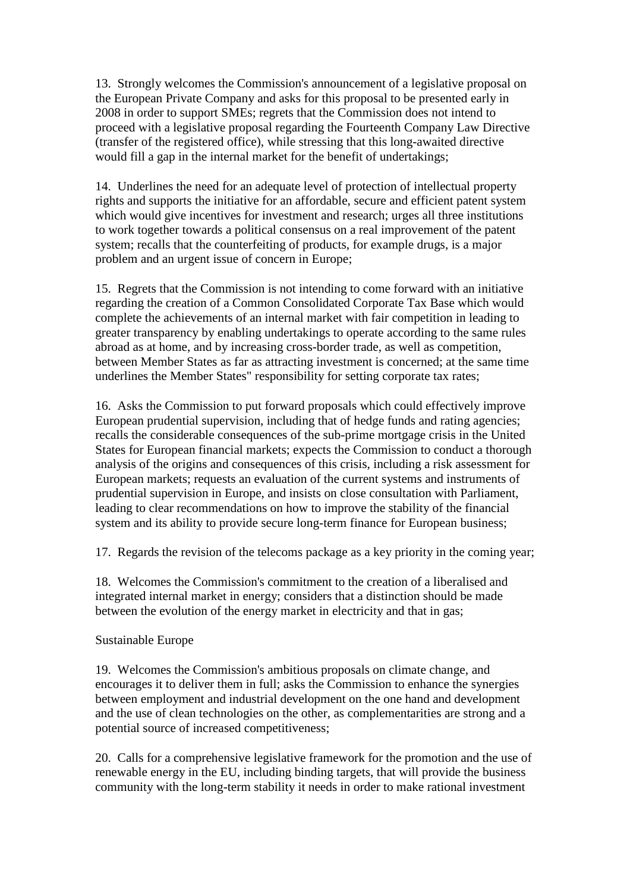13. Strongly welcomes the Commission's announcement of a legislative proposal on the European Private Company and asks for this proposal to be presented early in 2008 in order to support SMEs; regrets that the Commission does not intend to proceed with a legislative proposal regarding the Fourteenth Company Law Directive (transfer of the registered office), while stressing that this long-awaited directive would fill a gap in the internal market for the benefit of undertakings;

14. Underlines the need for an adequate level of protection of intellectual property rights and supports the initiative for an affordable, secure and efficient patent system which would give incentives for investment and research; urges all three institutions to work together towards a political consensus on a real improvement of the patent system; recalls that the counterfeiting of products, for example drugs, is a major problem and an urgent issue of concern in Europe;

15. Regrets that the Commission is not intending to come forward with an initiative regarding the creation of a Common Consolidated Corporate Tax Base which would complete the achievements of an internal market with fair competition in leading to greater transparency by enabling undertakings to operate according to the same rules abroad as at home, and by increasing cross-border trade, as well as competition, between Member States as far as attracting investment is concerned; at the same time underlines the Member States" responsibility for setting corporate tax rates;

16. Asks the Commission to put forward proposals which could effectively improve European prudential supervision, including that of hedge funds and rating agencies; recalls the considerable consequences of the sub-prime mortgage crisis in the United States for European financial markets; expects the Commission to conduct a thorough analysis of the origins and consequences of this crisis, including a risk assessment for European markets; requests an evaluation of the current systems and instruments of prudential supervision in Europe, and insists on close consultation with Parliament, leading to clear recommendations on how to improve the stability of the financial system and its ability to provide secure long-term finance for European business;

17. Regards the revision of the telecoms package as a key priority in the coming year;

18. Welcomes the Commission's commitment to the creation of a liberalised and integrated internal market in energy; considers that a distinction should be made between the evolution of the energy market in electricity and that in gas;

Sustainable Europe

19. Welcomes the Commission's ambitious proposals on climate change, and encourages it to deliver them in full; asks the Commission to enhance the synergies between employment and industrial development on the one hand and development and the use of clean technologies on the other, as complementarities are strong and a potential source of increased competitiveness;

20. Calls for a comprehensive legislative framework for the promotion and the use of renewable energy in the EU, including binding targets, that will provide the business community with the long-term stability it needs in order to make rational investment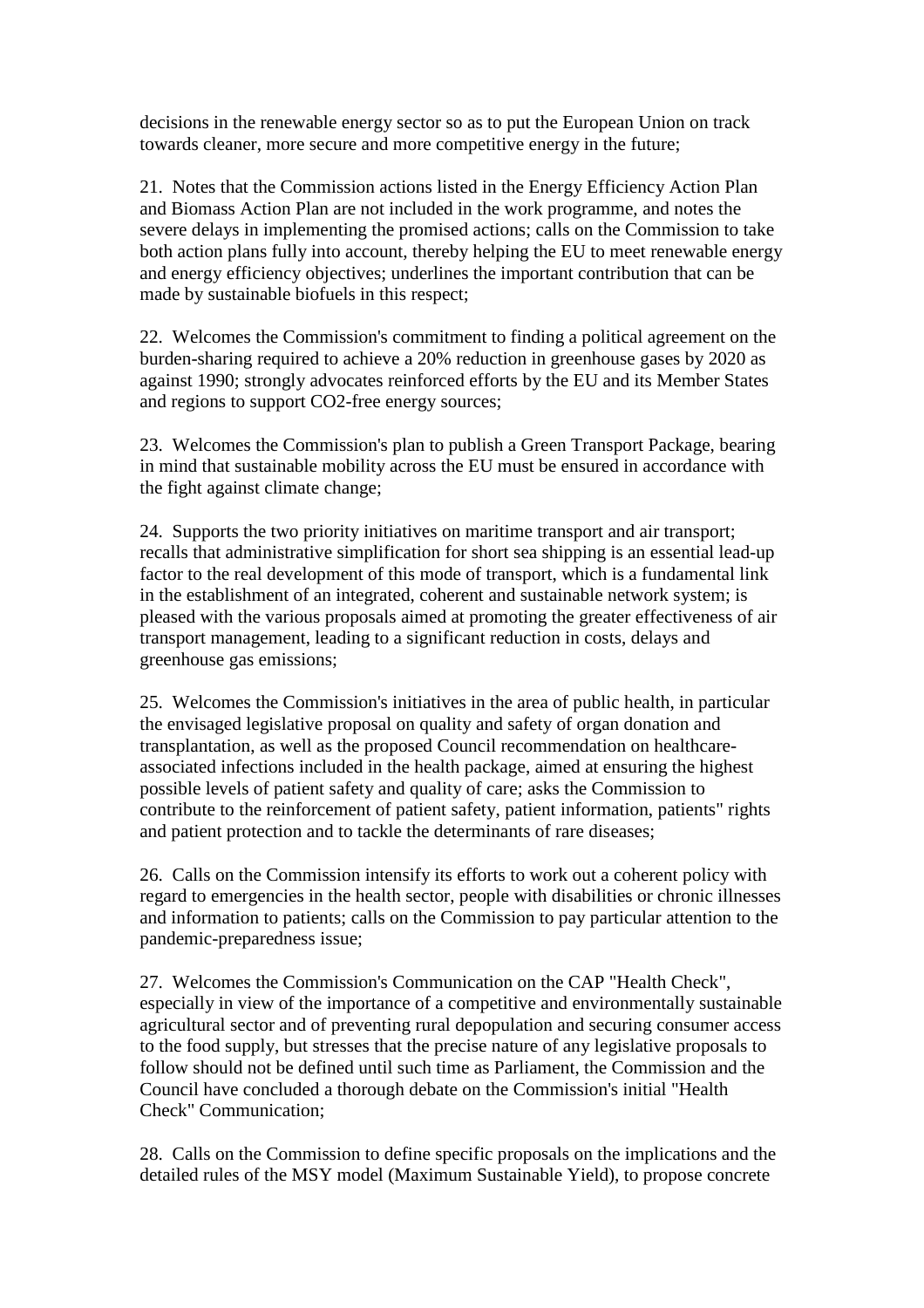decisions in the renewable energy sector so as to put the European Union on track towards cleaner, more secure and more competitive energy in the future;

21. Notes that the Commission actions listed in the Energy Efficiency Action Plan and Biomass Action Plan are not included in the work programme, and notes the severe delays in implementing the promised actions; calls on the Commission to take both action plans fully into account, thereby helping the EU to meet renewable energy and energy efficiency objectives; underlines the important contribution that can be made by sustainable biofuels in this respect;

22. Welcomes the Commission's commitment to finding a political agreement on the burden-sharing required to achieve a 20% reduction in greenhouse gases by 2020 as against 1990; strongly advocates reinforced efforts by the EU and its Member States and regions to support $CO_2$-free energy sources;

23. Welcomes the Commission's plan to publish a Green Transport Package, bearing in mind that sustainable mobility across the EU must be ensured in accordance with the fight against climate change;

24. Supports the two priority initiatives on maritime transport and air transport; recalls that administrative simplification for short sea shipping is an essential lead-up factor to the real development of this mode of transport, which is a fundamental link in the establishment of an integrated, coherent and sustainable network system; is pleased with the various proposals aimed at promoting the greater effectiveness of air transport management, leading to a significant reduction in costs, delays and greenhouse gas emissions;

25. Welcomes the Commission's initiatives in the area of public health, in particular the envisaged legislative proposal on quality and safety of organ donation and transplantation, as well as the proposed Council recommendation on healthcare-associated infections included in the health package, aimed at ensuring the highest possible levels of patient safety and quality of care; asks the Commission to contribute to the reinforcement of patient safety, patient information, patients" rights and patient protection and to tackle the determinants of rare diseases;

26. Calls on the Commission intensify its efforts to work out a coherent policy with regard to emergencies in the health sector, people with disabilities or chronic illnesses and information to patients; calls on the Commission to pay particular attention to the pandemic-preparedness issue;

27. Welcomes the Commission's Communication on the CAP "Health Check", especially in view of the importance of a competitive and environmentally sustainable agricultural sector and of preventing rural depopulation and securing consumer access to the food supply, but stresses that the precise nature of any legislative proposals to follow should not be defined until such time as Parliament, the Commission and the Council have concluded a thorough debate on the Commission's initial "Health Check" Communication;

28. Calls on the Commission to define specific proposals on the implications and the detailed rules of the MSY model (Maximum Sustainable Yield), to propose concrete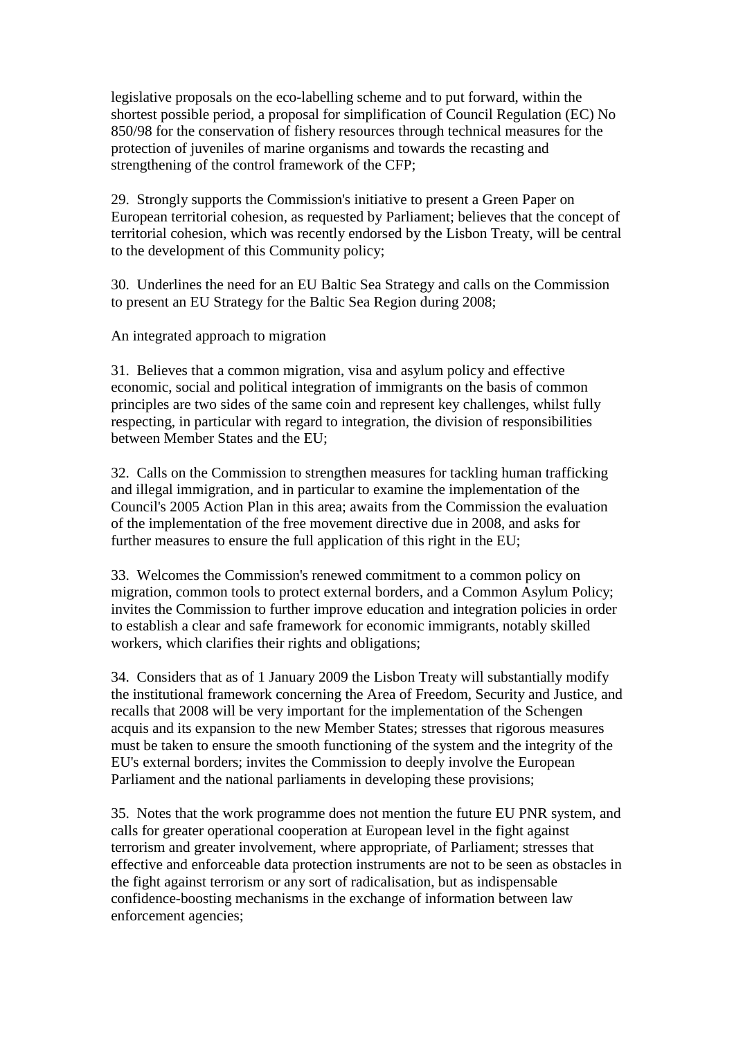legislative proposals on the eco-labelling scheme and to put forward, within the shortest possible period, a proposal for simplification of Council Regulation (EC) No 850/98 for the conservation of fishery resources through technical measures for the protection of juveniles of marine organisms and towards the recasting and strengthening of the control framework of the CFP;

29. Strongly supports the Commission's initiative to present a Green Paper on European territorial cohesion, as requested by Parliament; believes that the concept of territorial cohesion, which was recently endorsed by the Lisbon Treaty, will be central to the development of this Community policy;

30. Underlines the need for an EU Baltic Sea Strategy and calls on the Commission to present an EU Strategy for the Baltic Sea Region during 2008;

An integrated approach to migration

31. Believes that a common migration, visa and asylum policy and effective economic, social and political integration of immigrants on the basis of common principles are two sides of the same coin and represent key challenges, whilst fully respecting, in particular with regard to integration, the division of responsibilities between Member States and the EU;

32. Calls on the Commission to strengthen measures for tackling human trafficking and illegal immigration, and in particular to examine the implementation of the Council's 2005 Action Plan in this area; awaits from the Commission the evaluation of the implementation of the free movement directive due in 2008, and asks for further measures to ensure the full application of this right in the EU;

33. Welcomes the Commission's renewed commitment to a common policy on migration, common tools to protect external borders, and a Common Asylum Policy; invites the Commission to further improve education and integration policies in order to establish a clear and safe framework for economic immigrants, notably skilled workers, which clarifies their rights and obligations;

34. Considers that as of 1 January 2009 the Lisbon Treaty will substantially modify the institutional framework concerning the Area of Freedom, Security and Justice, and recalls that 2008 will be very important for the implementation of the Schengen acquis and its expansion to the new Member States; stresses that rigorous measures must be taken to ensure the smooth functioning of the system and the integrity of the EU's external borders; invites the Commission to deeply involve the European Parliament and the national parliaments in developing these provisions;

35. Notes that the work programme does not mention the future EU PNR system, and calls for greater operational cooperation at European level in the fight against terrorism and greater involvement, where appropriate, of Parliament; stresses that effective and enforceable data protection instruments are not to be seen as obstacles in the fight against terrorism or any sort of radicalisation, but as indispensable confidence-boosting mechanisms in the exchange of information between law enforcement agencies;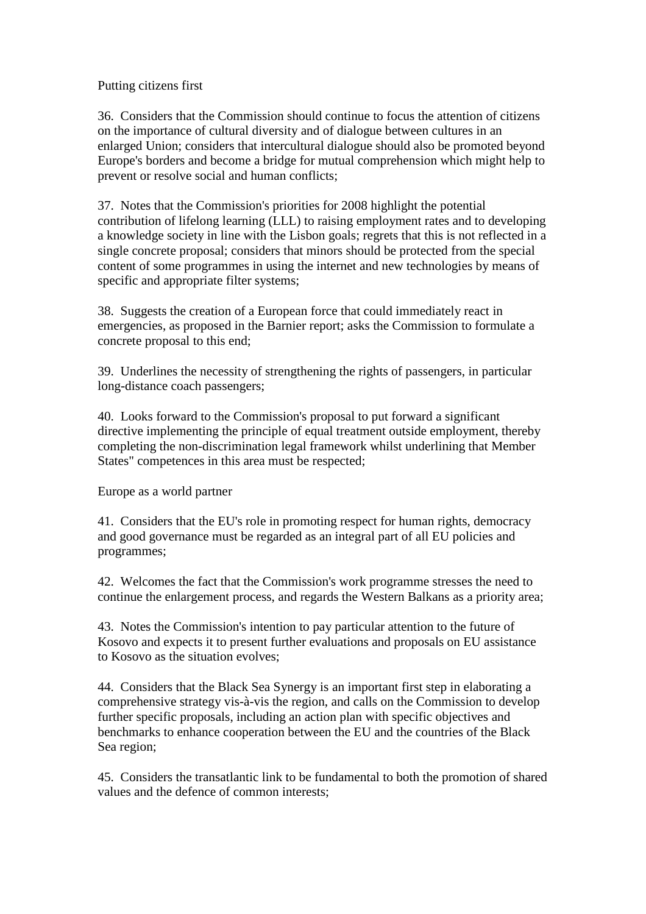Putting citizens first

36. Considers that the Commission should continue to focus the attention of citizens on the importance of cultural diversity and of dialogue between cultures in an enlarged Union; considers that intercultural dialogue should also be promoted beyond Europe's borders and become a bridge for mutual comprehension which might help to prevent or resolve social and human conflicts;

37. Notes that the Commission's priorities for 2008 highlight the potential contribution of lifelong learning (LLL) to raising employment rates and to developing a knowledge society in line with the Lisbon goals; regrets that this is not reflected in a single concrete proposal; considers that minors should be protected from the special content of some programmes in using the internet and new technologies by means of specific and appropriate filter systems;

38. Suggests the creation of a European force that could immediately react in emergencies, as proposed in the Barnier report; asks the Commission to formulate a concrete proposal to this end;

39. Underlines the necessity of strengthening the rights of passengers, in particular long-distance coach passengers;

40. Looks forward to the Commission's proposal to put forward a significant directive implementing the principle of equal treatment outside employment, thereby completing the non-discrimination legal framework whilst underlining that Member States" competences in this area must be respected;

Europe as a world partner

41. Considers that the EU's role in promoting respect for human rights, democracy and good governance must be regarded as an integral part of all EU policies and programmes;

42. Welcomes the fact that the Commission's work programme stresses the need to continue the enlargement process, and regards the Western Balkans as a priority area;

43. Notes the Commission's intention to pay particular attention to the future of Kosovo and expects it to present further evaluations and proposals on EU assistance to Kosovo as the situation evolves;

44. Considers that the Black Sea Synergy is an important first step in elaborating a comprehensive strategy vis-à-vis the region, and calls on the Commission to develop further specific proposals, including an action plan with specific objectives and benchmarks to enhance cooperation between the EU and the countries of the Black Sea region;

45. Considers the transatlantic link to be fundamental to both the promotion of shared values and the defence of common interests;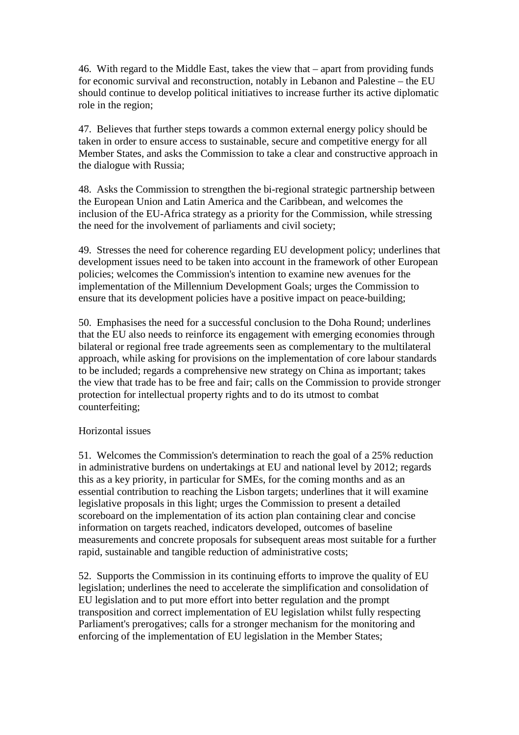46.  With regard to the Middle East, takes the view that – apart from providing funds for economic survival and reconstruction, notably in Lebanon and Palestine – the EU should continue to develop political initiatives to increase further its active diplomatic role in the region;

47.  Believes that further steps towards a common external energy policy should be taken in order to ensure access to sustainable, secure and competitive energy for all Member States, and asks the Commission to take a clear and constructive approach in the dialogue with Russia;

48.  Asks the Commission to strengthen the bi-regional strategic partnership between the European Union and Latin America and the Caribbean, and welcomes the inclusion of the EU-Africa strategy as a priority for the Commission, while stressing the need for the involvement of parliaments and civil society;

49.  Stresses the need for coherence regarding EU development policy; underlines that development issues need to be taken into account in the framework of other European policies; welcomes the Commission's intention to examine new avenues for the implementation of the Millennium Development Goals; urges the Commission to ensure that its development policies have a positive impact on peace-building;

50.  Emphasises the need for a successful conclusion to the Doha Round; underlines that the EU also needs to reinforce its engagement with emerging economies through bilateral or regional free trade agreements seen as complementary to the multilateral approach, while asking for provisions on the implementation of core labour standards to be included; regards a comprehensive new strategy on China as important; takes the view that trade has to be free and fair; calls on the Commission to provide stronger protection for intellectual property rights and to do its utmost to combat counterfeiting;

Horizontal issues

51.  Welcomes the Commission's determination to reach the goal of a 25% reduction in administrative burdens on undertakings at EU and national level by 2012; regards this as a key priority, in particular for SMEs, for the coming months and as an essential contribution to reaching the Lisbon targets; underlines that it will examine legislative proposals in this light; urges the Commission to present a detailed scoreboard on the implementation of its action plan containing clear and concise information on targets reached, indicators developed, outcomes of baseline measurements and concrete proposals for subsequent areas most suitable for a further rapid, sustainable and tangible reduction of administrative costs;

52.  Supports the Commission in its continuing efforts to improve the quality of EU legislation; underlines the need to accelerate the simplification and consolidation of EU legislation and to put more effort into better regulation and the prompt transposition and correct implementation of EU legislation whilst fully respecting Parliament's prerogatives; calls for a stronger mechanism for the monitoring and enforcing of the implementation of EU legislation in the Member States;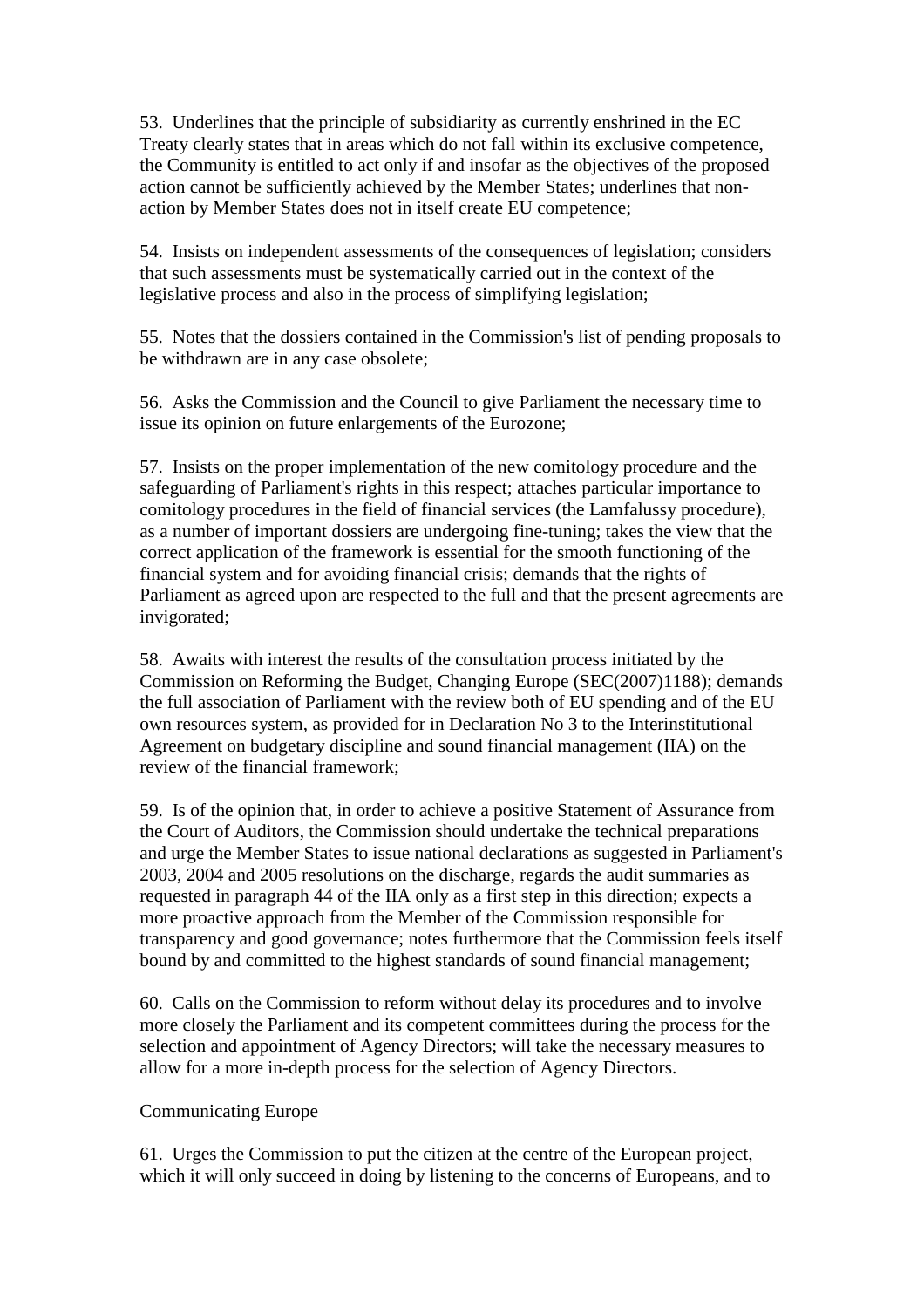53. Underlines that the principle of subsidiarity as currently enshrined in the EC Treaty clearly states that in areas which do not fall within its exclusive competence, the Community is entitled to act only if and insofar as the objectives of the proposed action cannot be sufficiently achieved by the Member States; underlines that non-action by Member States does not in itself create EU competence;

54. Insists on independent assessments of the consequences of legislation; considers that such assessments must be systematically carried out in the context of the legislative process and also in the process of simplifying legislation;

55. Notes that the dossiers contained in the Commission's list of pending proposals to be withdrawn are in any case obsolete;

56. Asks the Commission and the Council to give Parliament the necessary time to issue its opinion on future enlargements of the Eurozone;

57. Insists on the proper implementation of the new comitology procedure and the safeguarding of Parliament's rights in this respect; attaches particular importance to comitology procedures in the field of financial services (the Lamfalussy procedure), as a number of important dossiers are undergoing fine-tuning; takes the view that the correct application of the framework is essential for the smooth functioning of the financial system and for avoiding financial crisis; demands that the rights of Parliament as agreed upon are respected to the full and that the present agreements are invigorated;

58. Awaits with interest the results of the consultation process initiated by the Commission on Reforming the Budget, Changing Europe (SEC(2007)1188); demands the full association of Parliament with the review both of EU spending and of the EU own resources system, as provided for in Declaration No 3 to the Interinstitutional Agreement on budgetary discipline and sound financial management (IIA) on the review of the financial framework;

59. Is of the opinion that, in order to achieve a positive Statement of Assurance from the Court of Auditors, the Commission should undertake the technical preparations and urge the Member States to issue national declarations as suggested in Parliament's 2003, 2004 and 2005 resolutions on the discharge, regards the audit summaries as requested in paragraph 44 of the IIA only as a first step in this direction; expects a more proactive approach from the Member of the Commission responsible for transparency and good governance; notes furthermore that the Commission feels itself bound by and committed to the highest standards of sound financial management;

60. Calls on the Commission to reform without delay its procedures and to involve more closely the Parliament and its competent committees during the process for the selection and appointment of Agency Directors; will take the necessary measures to allow for a more in-depth process for the selection of Agency Directors.

Communicating Europe

61. Urges the Commission to put the citizen at the centre of the European project, which it will only succeed in doing by listening to the concerns of Europeans, and to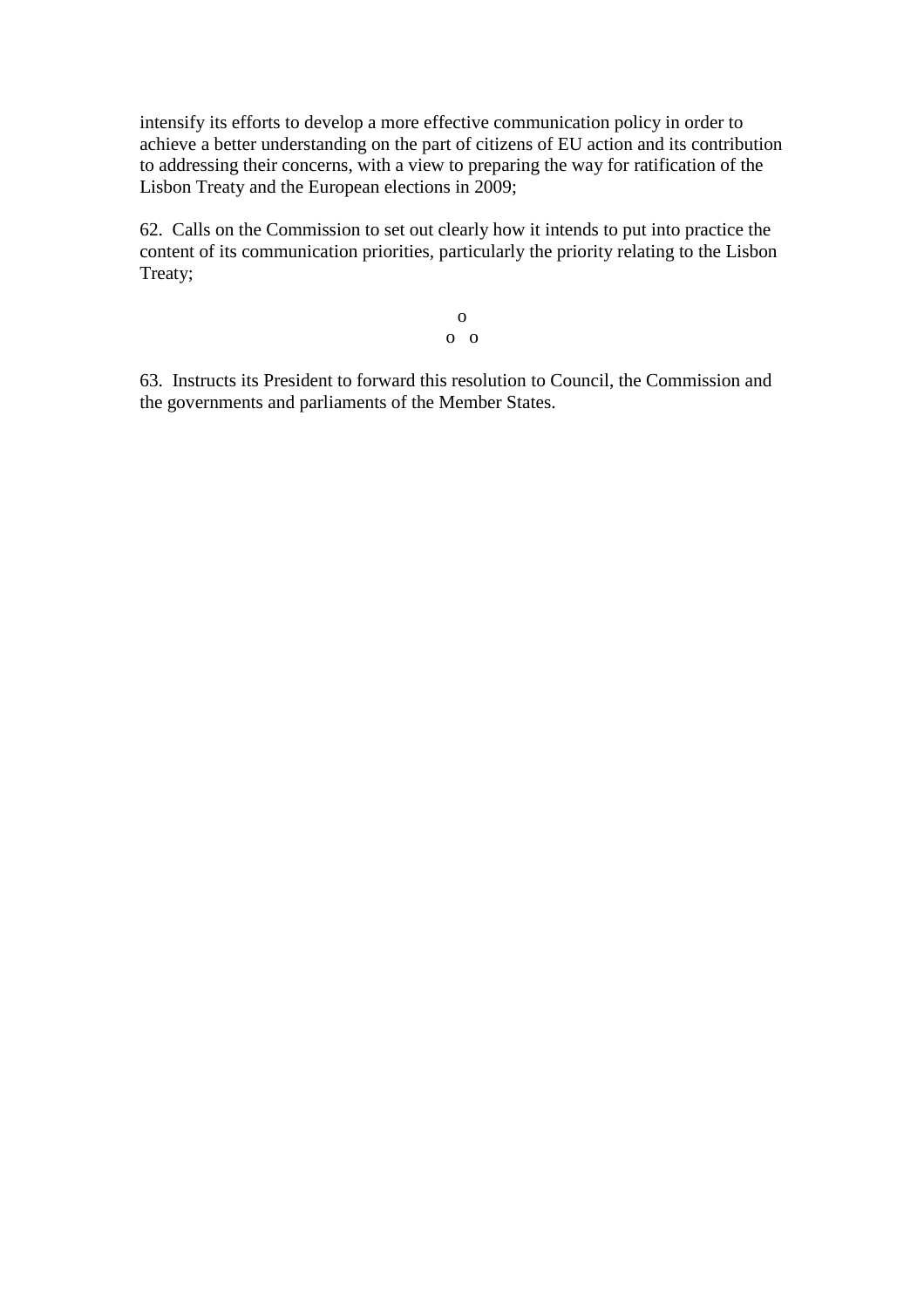intensify its efforts to develop a more effective communication policy in order to achieve a better understanding on the part of citizens of EU action and its contribution to addressing their concerns, with a view to preparing the way for ratification of the Lisbon Treaty and the European elections in 2009;

62. Calls on the Commission to set out clearly how it intends to put into practice the content of its communication priorities, particularly the priority relating to the Lisbon Treaty;

o

o o

63. Instructs its President to forward this resolution to Council, the Commission and the governments and parliaments of the Member States.